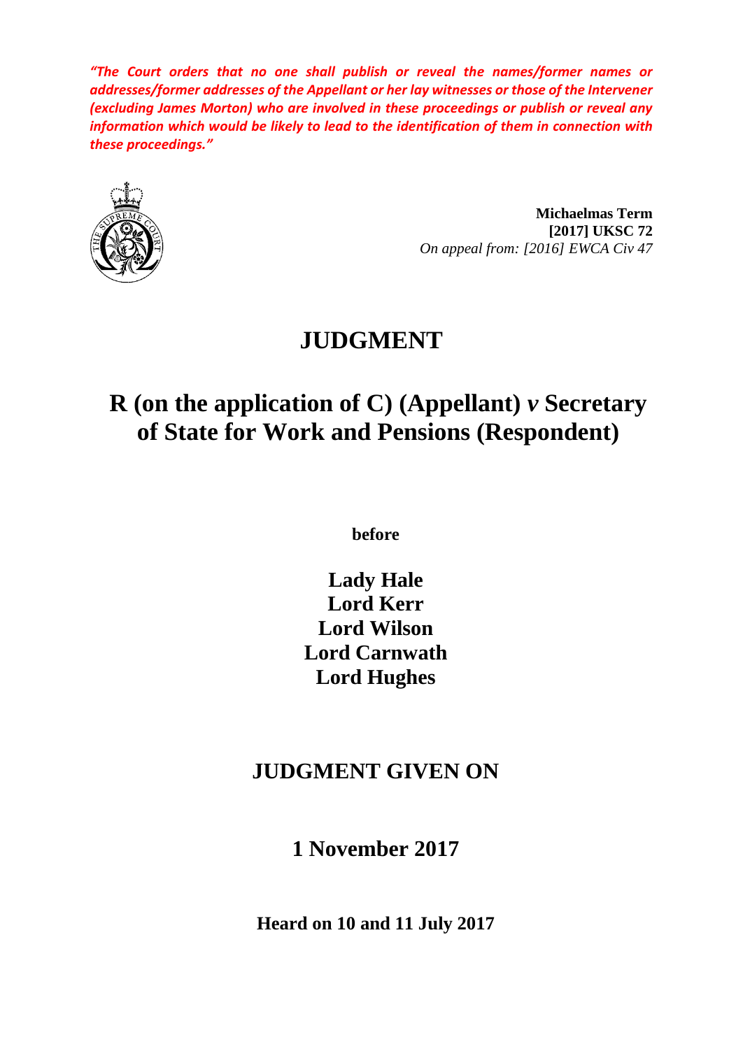***"The Court orders that no one shall publish or reveal the names/former names or addresses/former addresses of the Appellant or her lay witnesses or those of the Intervener (excluding James Morton) who are involved in these proceedings or publish or reveal any information which would be likely to lead to the identification of them in connection with these proceedings."***

**Michaelmas Term**
**[2017] UKSC 72**
*On appeal from: [2016] EWCA Civ 47*

# JUDGMENT

## R (on the application of C) (Appellant) *v* Secretary of State for Work and Pensions (Respondent)

**before**

**Lady Hale**
**Lord Kerr**
**Lord Wilson**
**Lord Carnwath**
**Lord Hughes**

## JUDGMENT GIVEN ON

## 1 November 2017

**Heard on 10 and 11 July 2017**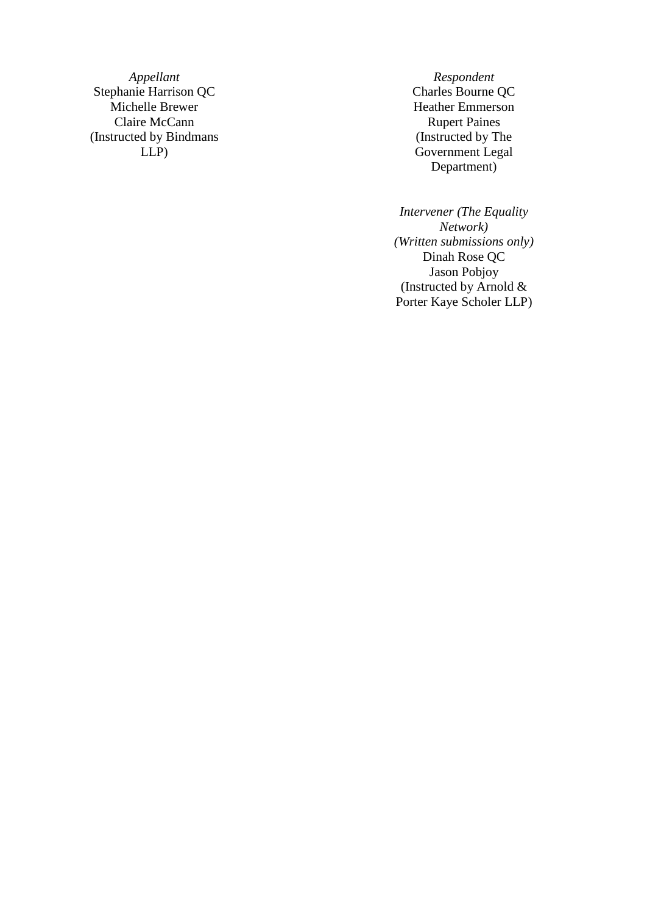| *Appellant* | *Respondent* |
|---|---|
| Stephanie Harrison QC | Charles Bourne QC |
| Michelle Brewer | Heather Emmerson |
| Claire McCann | Rupert Paines |
| (Instructed by Bindmans LLP) | (Instructed by The Government Legal Department) |

*Intervener (The Equality Network)*
*(Written submissions only)*
Dinah Rose QC
Jason Pobjoy
(Instructed by Arnold & Porter Kaye Scholer LLP)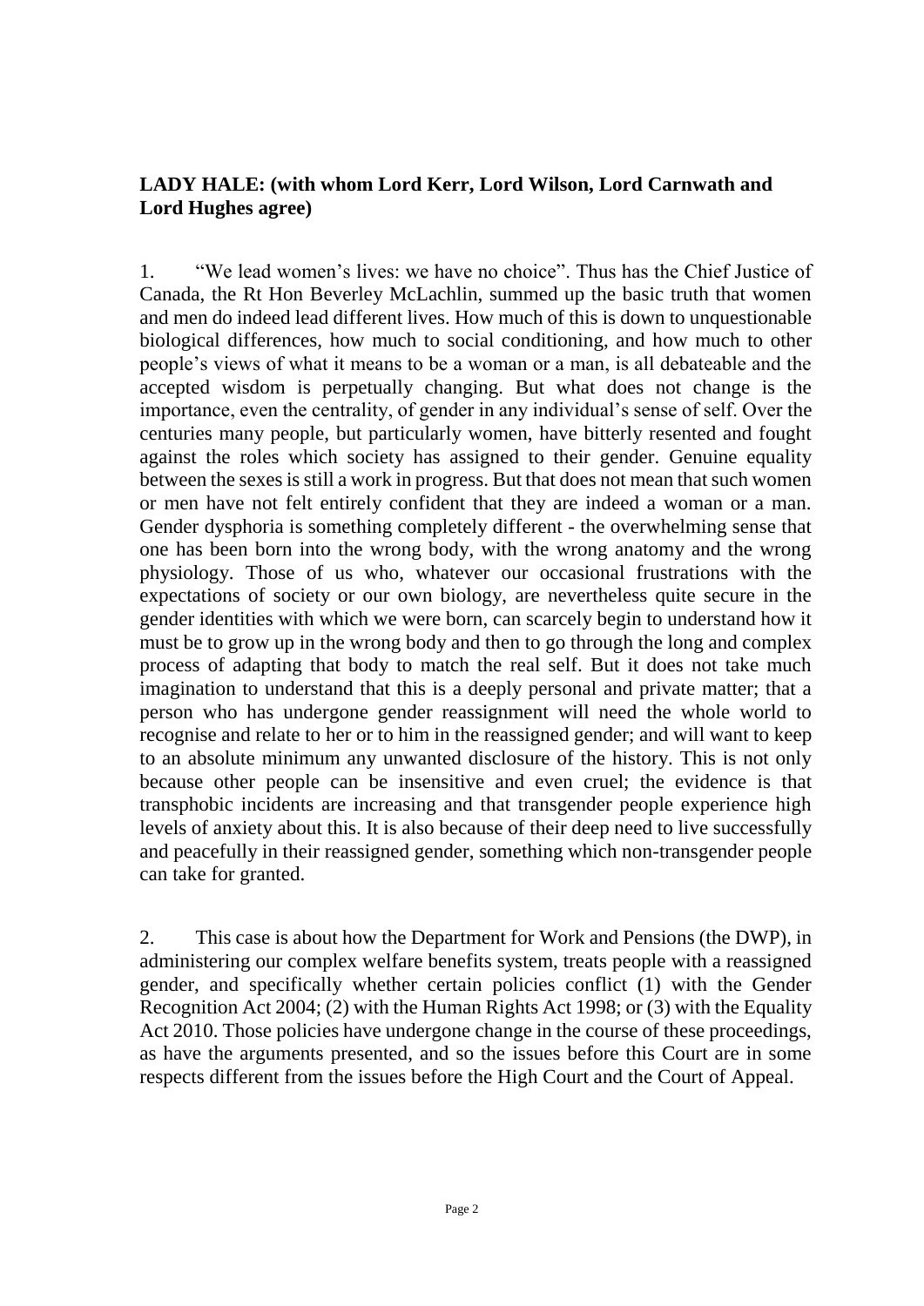**LADY HALE: (with whom Lord Kerr, Lord Wilson, Lord Carnwath and Lord Hughes agree)**

1. "We lead women's lives: we have no choice". Thus has the Chief Justice of Canada, the Rt Hon Beverley McLachlin, summed up the basic truth that women and men do indeed lead different lives. How much of this is down to unquestionable biological differences, how much to social conditioning, and how much to other people's views of what it means to be a woman or a man, is all debateable and the accepted wisdom is perpetually changing. But what does not change is the importance, even the centrality, of gender in any individual's sense of self. Over the centuries many people, but particularly women, have bitterly resented and fought against the roles which society has assigned to their gender. Genuine equality between the sexes is still a work in progress. But that does not mean that such women or men have not felt entirely confident that they are indeed a woman or a man. Gender dysphoria is something completely different - the overwhelming sense that one has been born into the wrong body, with the wrong anatomy and the wrong physiology. Those of us who, whatever our occasional frustrations with the expectations of society or our own biology, are nevertheless quite secure in the gender identities with which we were born, can scarcely begin to understand how it must be to grow up in the wrong body and then to go through the long and complex process of adapting that body to match the real self. But it does not take much imagination to understand that this is a deeply personal and private matter; that a person who has undergone gender reassignment will need the whole world to recognise and relate to her or to him in the reassigned gender; and will want to keep to an absolute minimum any unwanted disclosure of the history. This is not only because other people can be insensitive and even cruel; the evidence is that transphobic incidents are increasing and that transgender people experience high levels of anxiety about this. It is also because of their deep need to live successfully and peacefully in their reassigned gender, something which non-transgender people can take for granted.

2. This case is about how the Department for Work and Pensions (the DWP), in administering our complex welfare benefits system, treats people with a reassigned gender, and specifically whether certain policies conflict (1) with the Gender Recognition Act 2004; (2) with the Human Rights Act 1998; or (3) with the Equality Act 2010. Those policies have undergone change in the course of these proceedings, as have the arguments presented, and so the issues before this Court are in some respects different from the issues before the High Court and the Court of Appeal.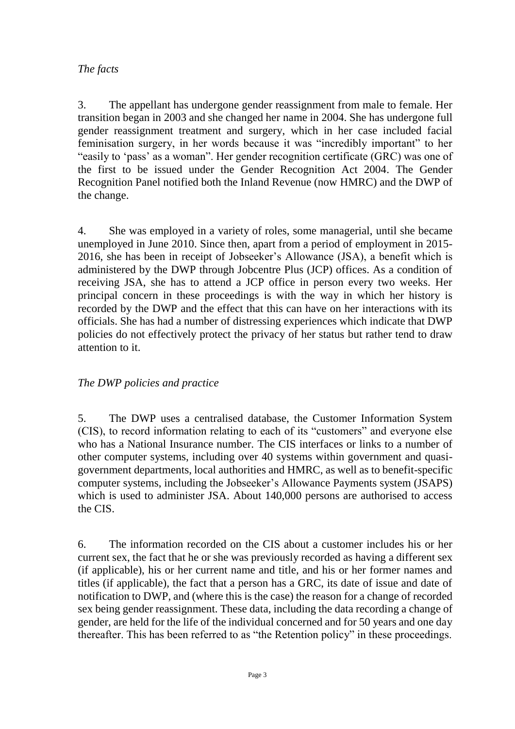*The facts*

3. The appellant has undergone gender reassignment from male to female. Her transition began in 2003 and she changed her name in 2004. She has undergone full gender reassignment treatment and surgery, which in her case included facial feminisation surgery, in her words because it was "incredibly important" to her "easily to 'pass' as a woman". Her gender recognition certificate (GRC) was one of the first to be issued under the Gender Recognition Act 2004. The Gender Recognition Panel notified both the Inland Revenue (now HMRC) and the DWP of the change.

4. She was employed in a variety of roles, some managerial, until she became unemployed in June 2010. Since then, apart from a period of employment in 2015-2016, she has been in receipt of Jobseeker's Allowance (JSA), a benefit which is administered by the DWP through Jobcentre Plus (JCP) offices. As a condition of receiving JSA, she has to attend a JCP office in person every two weeks. Her principal concern in these proceedings is with the way in which her history is recorded by the DWP and the effect that this can have on her interactions with its officials. She has had a number of distressing experiences which indicate that DWP policies do not effectively protect the privacy of her status but rather tend to draw attention to it.

*The DWP policies and practice*

5. The DWP uses a centralised database, the Customer Information System (CIS), to record information relating to each of its "customers" and everyone else who has a National Insurance number. The CIS interfaces or links to a number of other computer systems, including over 40 systems within government and quasi-government departments, local authorities and HMRC, as well as to benefit-specific computer systems, including the Jobseeker's Allowance Payments system (JSAPS) which is used to administer JSA. About 140,000 persons are authorised to access the CIS.

6. The information recorded on the CIS about a customer includes his or her current sex, the fact that he or she was previously recorded as having a different sex (if applicable), his or her current name and title, and his or her former names and titles (if applicable), the fact that a person has a GRC, its date of issue and date of notification to DWP, and (where this is the case) the reason for a change of recorded sex being gender reassignment. These data, including the data recording a change of gender, are held for the life of the individual concerned and for 50 years and one day thereafter. This has been referred to as "the Retention policy" in these proceedings.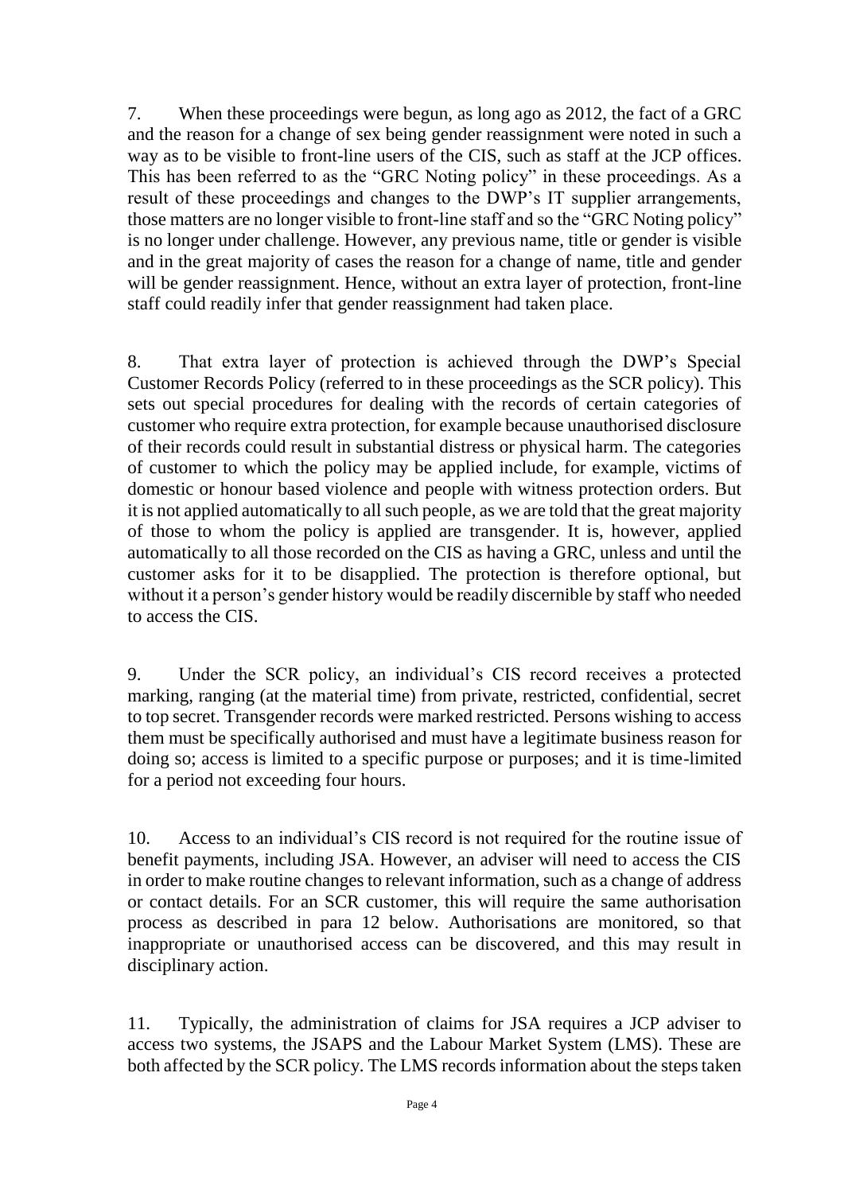7. When these proceedings were begun, as long ago as 2012, the fact of a GRC and the reason for a change of sex being gender reassignment were noted in such a way as to be visible to front-line users of the CIS, such as staff at the JCP offices. This has been referred to as the "GRC Noting policy" in these proceedings. As a result of these proceedings and changes to the DWP's IT supplier arrangements, those matters are no longer visible to front-line staff and so the "GRC Noting policy" is no longer under challenge. However, any previous name, title or gender is visible and in the great majority of cases the reason for a change of name, title and gender will be gender reassignment. Hence, without an extra layer of protection, front-line staff could readily infer that gender reassignment had taken place.

8. That extra layer of protection is achieved through the DWP's Special Customer Records Policy (referred to in these proceedings as the SCR policy). This sets out special procedures for dealing with the records of certain categories of customer who require extra protection, for example because unauthorised disclosure of their records could result in substantial distress or physical harm. The categories of customer to which the policy may be applied include, for example, victims of domestic or honour based violence and people with witness protection orders. But it is not applied automatically to all such people, as we are told that the great majority of those to whom the policy is applied are transgender. It is, however, applied automatically to all those recorded on the CIS as having a GRC, unless and until the customer asks for it to be disapplied. The protection is therefore optional, but without it a person's gender history would be readily discernible by staff who needed to access the CIS.

9. Under the SCR policy, an individual's CIS record receives a protected marking, ranging (at the material time) from private, restricted, confidential, secret to top secret. Transgender records were marked restricted. Persons wishing to access them must be specifically authorised and must have a legitimate business reason for doing so; access is limited to a specific purpose or purposes; and it is time-limited for a period not exceeding four hours.

10. Access to an individual's CIS record is not required for the routine issue of benefit payments, including JSA. However, an adviser will need to access the CIS in order to make routine changes to relevant information, such as a change of address or contact details. For an SCR customer, this will require the same authorisation process as described in para 12 below. Authorisations are monitored, so that inappropriate or unauthorised access can be discovered, and this may result in disciplinary action.

11. Typically, the administration of claims for JSA requires a JCP adviser to access two systems, the JSAPS and the Labour Market System (LMS). These are both affected by the SCR policy. The LMS records information about the steps taken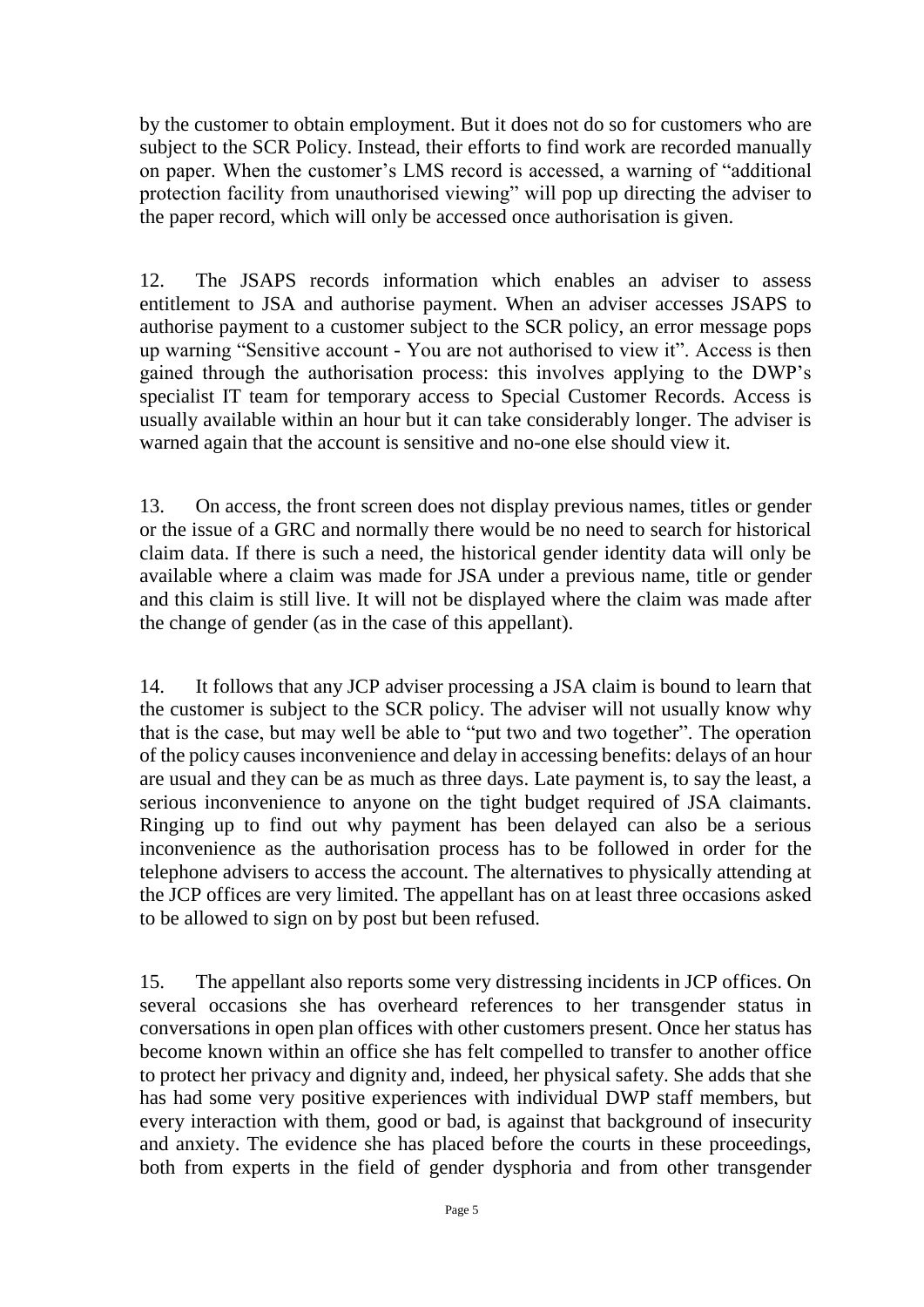by the customer to obtain employment. But it does not do so for customers who are subject to the SCR Policy. Instead, their efforts to find work are recorded manually on paper. When the customer's LMS record is accessed, a warning of "additional protection facility from unauthorised viewing" will pop up directing the adviser to the paper record, which will only be accessed once authorisation is given.

12. The JSAPS records information which enables an adviser to assess entitlement to JSA and authorise payment. When an adviser accesses JSAPS to authorise payment to a customer subject to the SCR policy, an error message pops up warning "Sensitive account - You are not authorised to view it". Access is then gained through the authorisation process: this involves applying to the DWP's specialist IT team for temporary access to Special Customer Records. Access is usually available within an hour but it can take considerably longer. The adviser is warned again that the account is sensitive and no-one else should view it.

13. On access, the front screen does not display previous names, titles or gender or the issue of a GRC and normally there would be no need to search for historical claim data. If there is such a need, the historical gender identity data will only be available where a claim was made for JSA under a previous name, title or gender and this claim is still live. It will not be displayed where the claim was made after the change of gender (as in the case of this appellant).

14. It follows that any JCP adviser processing a JSA claim is bound to learn that the customer is subject to the SCR policy. The adviser will not usually know why that is the case, but may well be able to "put two and two together". The operation of the policy causes inconvenience and delay in accessing benefits: delays of an hour are usual and they can be as much as three days. Late payment is, to say the least, a serious inconvenience to anyone on the tight budget required of JSA claimants. Ringing up to find out why payment has been delayed can also be a serious inconvenience as the authorisation process has to be followed in order for the telephone advisers to access the account. The alternatives to physically attending at the JCP offices are very limited. The appellant has on at least three occasions asked to be allowed to sign on by post but been refused.

15. The appellant also reports some very distressing incidents in JCP offices. On several occasions she has overheard references to her transgender status in conversations in open plan offices with other customers present. Once her status has become known within an office she has felt compelled to transfer to another office to protect her privacy and dignity and, indeed, her physical safety. She adds that she has had some very positive experiences with individual DWP staff members, but every interaction with them, good or bad, is against that background of insecurity and anxiety. The evidence she has placed before the courts in these proceedings, both from experts in the field of gender dysphoria and from other transgender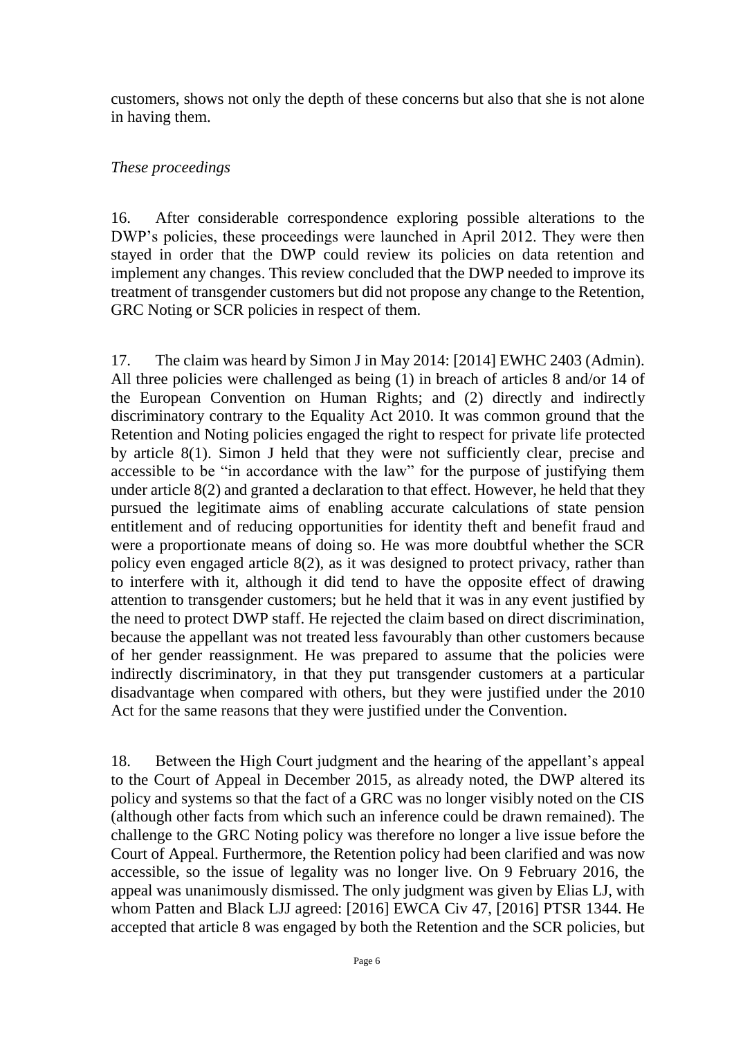customers, shows not only the depth of these concerns but also that she is not alone in having them.

*These proceedings*

16. After considerable correspondence exploring possible alterations to the DWP's policies, these proceedings were launched in April 2012. They were then stayed in order that the DWP could review its policies on data retention and implement any changes. This review concluded that the DWP needed to improve its treatment of transgender customers but did not propose any change to the Retention, GRC Noting or SCR policies in respect of them.

17. The claim was heard by Simon J in May 2014: [2014] EWHC 2403 (Admin). All three policies were challenged as being (1) in breach of articles 8 and/or 14 of the European Convention on Human Rights; and (2) directly and indirectly discriminatory contrary to the Equality Act 2010. It was common ground that the Retention and Noting policies engaged the right to respect for private life protected by article 8(1). Simon J held that they were not sufficiently clear, precise and accessible to be "in accordance with the law" for the purpose of justifying them under article 8(2) and granted a declaration to that effect. However, he held that they pursued the legitimate aims of enabling accurate calculations of state pension entitlement and of reducing opportunities for identity theft and benefit fraud and were a proportionate means of doing so. He was more doubtful whether the SCR policy even engaged article 8(2), as it was designed to protect privacy, rather than to interfere with it, although it did tend to have the opposite effect of drawing attention to transgender customers; but he held that it was in any event justified by the need to protect DWP staff. He rejected the claim based on direct discrimination, because the appellant was not treated less favourably than other customers because of her gender reassignment. He was prepared to assume that the policies were indirectly discriminatory, in that they put transgender customers at a particular disadvantage when compared with others, but they were justified under the 2010 Act for the same reasons that they were justified under the Convention.

18. Between the High Court judgment and the hearing of the appellant's appeal to the Court of Appeal in December 2015, as already noted, the DWP altered its policy and systems so that the fact of a GRC was no longer visibly noted on the CIS (although other facts from which such an inference could be drawn remained). The challenge to the GRC Noting policy was therefore no longer a live issue before the Court of Appeal. Furthermore, the Retention policy had been clarified and was now accessible, so the issue of legality was no longer live. On 9 February 2016, the appeal was unanimously dismissed. The only judgment was given by Elias LJ, with whom Patten and Black LJJ agreed: [2016] EWCA Civ 47, [2016] PTSR 1344. He accepted that article 8 was engaged by both the Retention and the SCR policies, but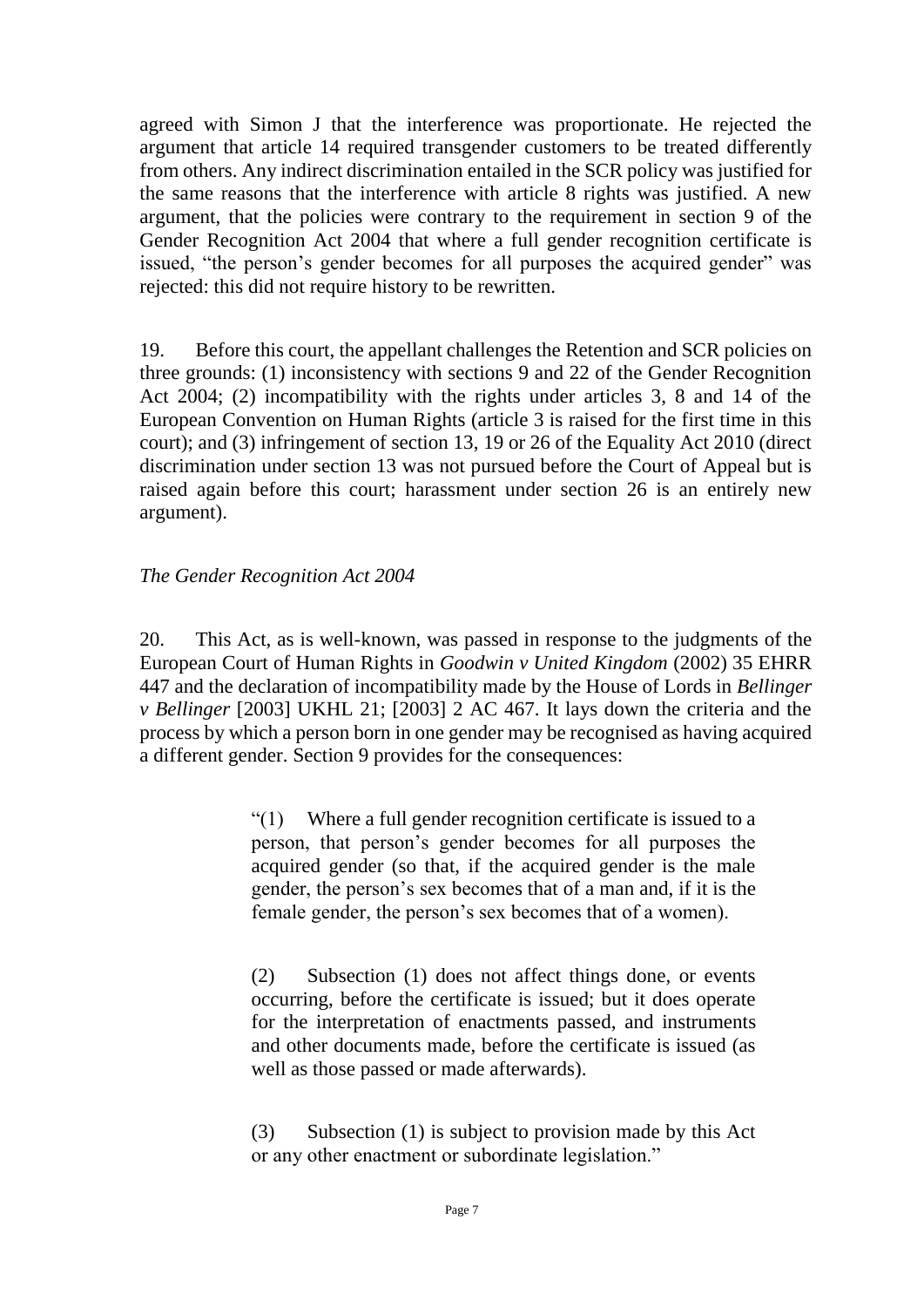agreed with Simon J that the interference was proportionate. He rejected the argument that article 14 required transgender customers to be treated differently from others. Any indirect discrimination entailed in the SCR policy was justified for the same reasons that the interference with article 8 rights was justified. A new argument, that the policies were contrary to the requirement in section 9 of the Gender Recognition Act 2004 that where a full gender recognition certificate is issued, "the person's gender becomes for all purposes the acquired gender" was rejected: this did not require history to be rewritten.

19. Before this court, the appellant challenges the Retention and SCR policies on three grounds: (1) inconsistency with sections 9 and 22 of the Gender Recognition Act 2004; (2) incompatibility with the rights under articles 3, 8 and 14 of the European Convention on Human Rights (article 3 is raised for the first time in this court); and (3) infringement of section 13, 19 or 26 of the Equality Act 2010 (direct discrimination under section 13 was not pursued before the Court of Appeal but is raised again before this court; harassment under section 26 is an entirely new argument).

*The Gender Recognition Act 2004*

20. This Act, as is well-known, was passed in response to the judgments of the European Court of Human Rights in *Goodwin v United Kingdom* (2002) 35 EHRR 447 and the declaration of incompatibility made by the House of Lords in *Bellinger v Bellinger* [2003] UKHL 21; [2003] 2 AC 467. It lays down the criteria and the process by which a person born in one gender may be recognised as having acquired a different gender. Section 9 provides for the consequences:

> "(1) Where a full gender recognition certificate is issued to a person, that person's gender becomes for all purposes the acquired gender (so that, if the acquired gender is the male gender, the person's sex becomes that of a man and, if it is the female gender, the person's sex becomes that of a women).
>
> (2) Subsection (1) does not affect things done, or events occurring, before the certificate is issued; but it does operate for the interpretation of enactments passed, and instruments and other documents made, before the certificate is issued (as well as those passed or made afterwards).
>
> (3) Subsection (1) is subject to provision made by this Act or any other enactment or subordinate legislation."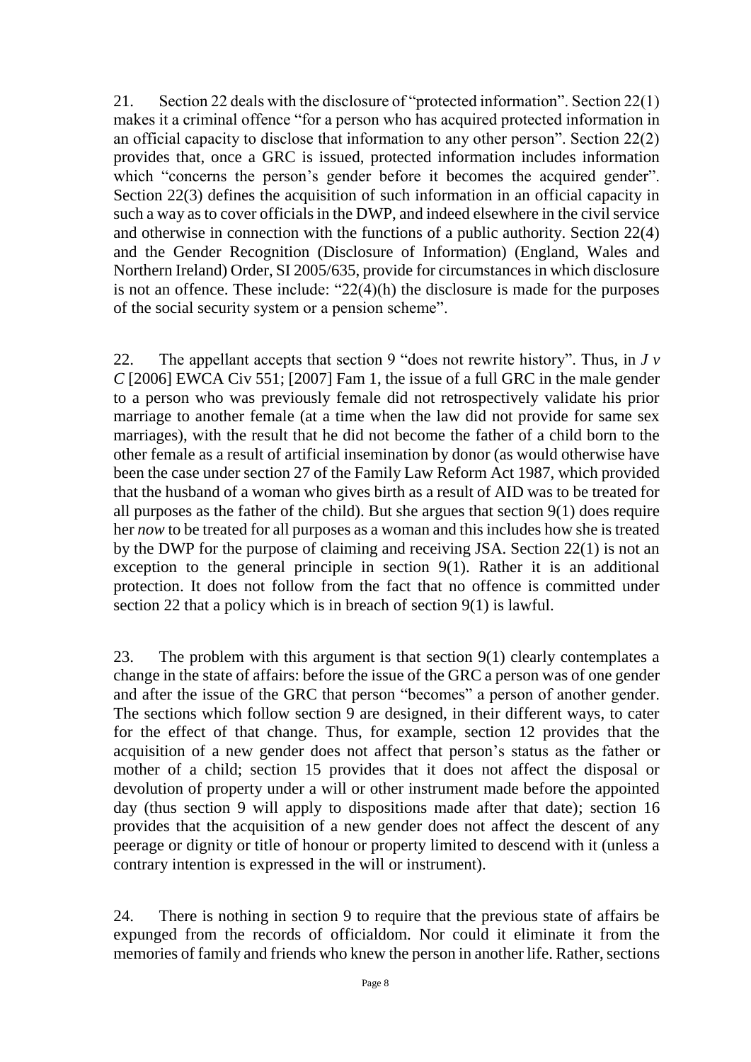21. Section 22 deals with the disclosure of "protected information". Section 22(1) makes it a criminal offence "for a person who has acquired protected information in an official capacity to disclose that information to any other person". Section 22(2) provides that, once a GRC is issued, protected information includes information which "concerns the person's gender before it becomes the acquired gender". Section 22(3) defines the acquisition of such information in an official capacity in such a way as to cover officials in the DWP, and indeed elsewhere in the civil service and otherwise in connection with the functions of a public authority. Section 22(4) and the Gender Recognition (Disclosure of Information) (England, Wales and Northern Ireland) Order, SI 2005/635, provide for circumstances in which disclosure is not an offence. These include: "22(4)(h) the disclosure is made for the purposes of the social security system or a pension scheme".

22. The appellant accepts that section 9 "does not rewrite history". Thus, in *J v C* [2006] EWCA Civ 551; [2007] Fam 1, the issue of a full GRC in the male gender to a person who was previously female did not retrospectively validate his prior marriage to another female (at a time when the law did not provide for same sex marriages), with the result that he did not become the father of a child born to the other female as a result of artificial insemination by donor (as would otherwise have been the case under section 27 of the Family Law Reform Act 1987, which provided that the husband of a woman who gives birth as a result of AID was to be treated for all purposes as the father of the child). But she argues that section 9(1) does require her *now* to be treated for all purposes as a woman and this includes how she is treated by the DWP for the purpose of claiming and receiving JSA. Section 22(1) is not an exception to the general principle in section 9(1). Rather it is an additional protection. It does not follow from the fact that no offence is committed under section 22 that a policy which is in breach of section 9(1) is lawful.

23. The problem with this argument is that section 9(1) clearly contemplates a change in the state of affairs: before the issue of the GRC a person was of one gender and after the issue of the GRC that person "becomes" a person of another gender. The sections which follow section 9 are designed, in their different ways, to cater for the effect of that change. Thus, for example, section 12 provides that the acquisition of a new gender does not affect that person's status as the father or mother of a child; section 15 provides that it does not affect the disposal or devolution of property under a will or other instrument made before the appointed day (thus section 9 will apply to dispositions made after that date); section 16 provides that the acquisition of a new gender does not affect the descent of any peerage or dignity or title of honour or property limited to descend with it (unless a contrary intention is expressed in the will or instrument).

24. There is nothing in section 9 to require that the previous state of affairs be expunged from the records of officialdom. Nor could it eliminate it from the memories of family and friends who knew the person in another life. Rather, sections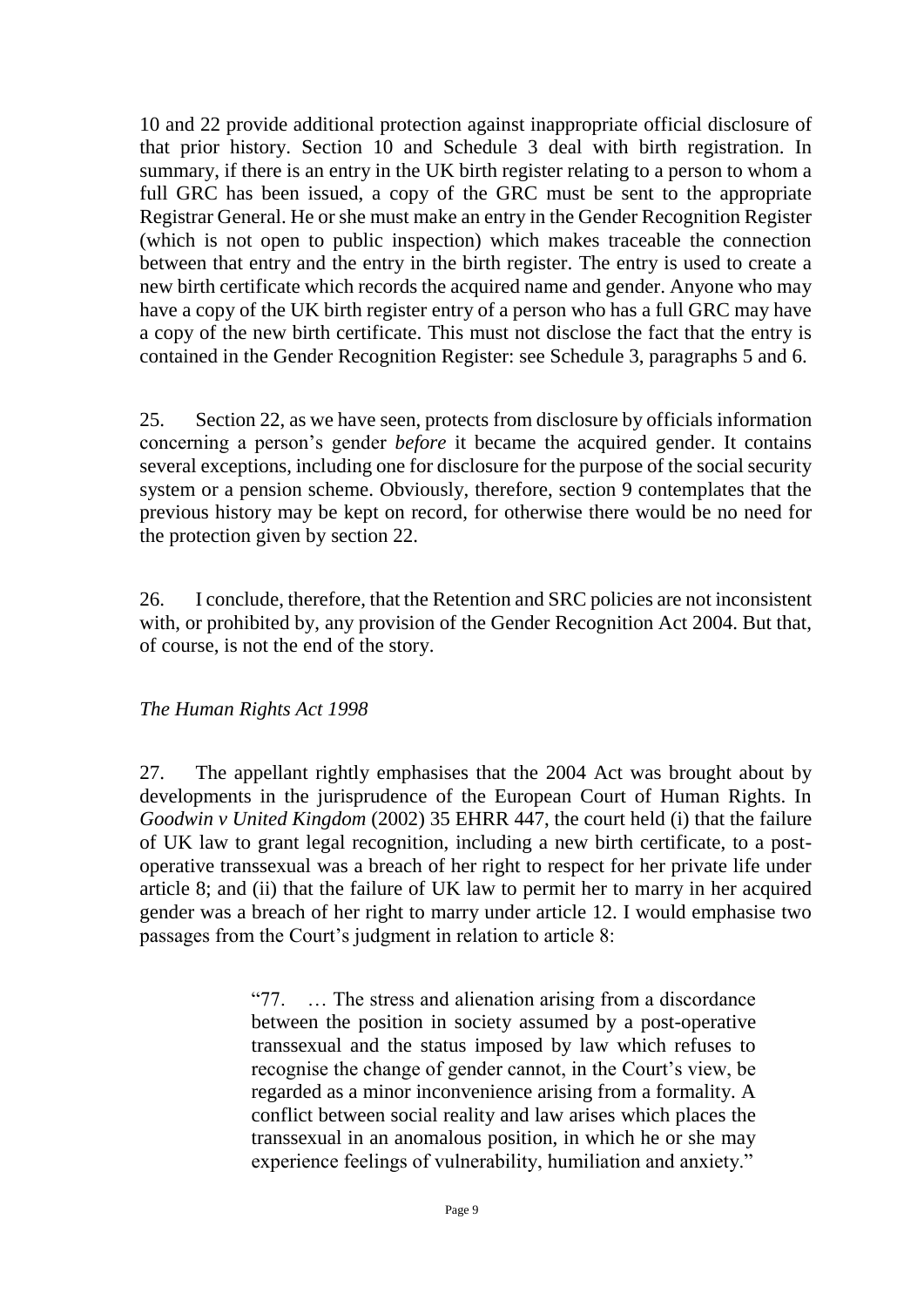10 and 22 provide additional protection against inappropriate official disclosure of that prior history. Section 10 and Schedule 3 deal with birth registration. In summary, if there is an entry in the UK birth register relating to a person to whom a full GRC has been issued, a copy of the GRC must be sent to the appropriate Registrar General. He or she must make an entry in the Gender Recognition Register (which is not open to public inspection) which makes traceable the connection between that entry and the entry in the birth register. The entry is used to create a new birth certificate which records the acquired name and gender. Anyone who may have a copy of the UK birth register entry of a person who has a full GRC may have a copy of the new birth certificate. This must not disclose the fact that the entry is contained in the Gender Recognition Register: see Schedule 3, paragraphs 5 and 6.

25. Section 22, as we have seen, protects from disclosure by officials information concerning a person's gender *before* it became the acquired gender. It contains several exceptions, including one for disclosure for the purpose of the social security system or a pension scheme. Obviously, therefore, section 9 contemplates that the previous history may be kept on record, for otherwise there would be no need for the protection given by section 22.

26. I conclude, therefore, that the Retention and SRC policies are not inconsistent with, or prohibited by, any provision of the Gender Recognition Act 2004. But that, of course, is not the end of the story.

*The Human Rights Act 1998*

27. The appellant rightly emphasises that the 2004 Act was brought about by developments in the jurisprudence of the European Court of Human Rights. In *Goodwin v United Kingdom* (2002) 35 EHRR 447, the court held (i) that the failure of UK law to grant legal recognition, including a new birth certificate, to a post-operative transsexual was a breach of her right to respect for her private life under article 8; and (ii) that the failure of UK law to permit her to marry in her acquired gender was a breach of her right to marry under article 12. I would emphasise two passages from the Court's judgment in relation to article 8:

> "77. … The stress and alienation arising from a discordance between the position in society assumed by a post-operative transsexual and the status imposed by law which refuses to recognise the change of gender cannot, in the Court's view, be regarded as a minor inconvenience arising from a formality. A conflict between social reality and law arises which places the transsexual in an anomalous position, in which he or she may experience feelings of vulnerability, humiliation and anxiety."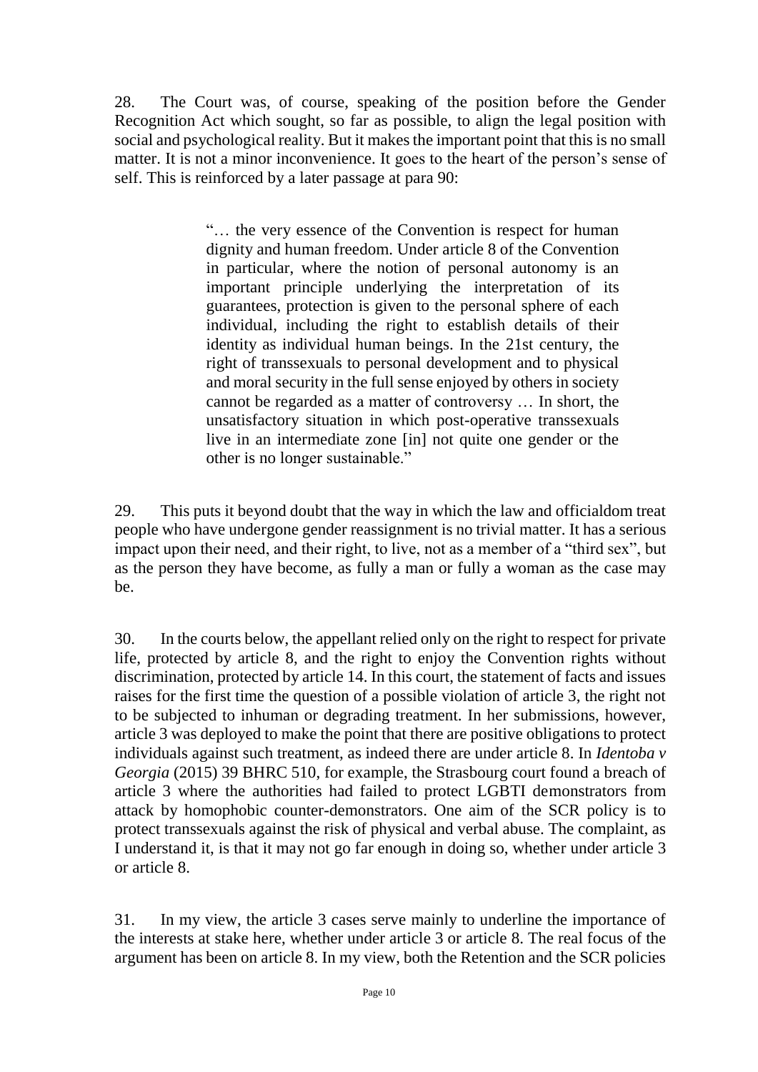28. The Court was, of course, speaking of the position before the Gender Recognition Act which sought, so far as possible, to align the legal position with social and psychological reality. But it makes the important point that this is no small matter. It is not a minor inconvenience. It goes to the heart of the person's sense of self. This is reinforced by a later passage at para 90:

> "… the very essence of the Convention is respect for human dignity and human freedom. Under article 8 of the Convention in particular, where the notion of personal autonomy is an important principle underlying the interpretation of its guarantees, protection is given to the personal sphere of each individual, including the right to establish details of their identity as individual human beings. In the 21st century, the right of transsexuals to personal development and to physical and moral security in the full sense enjoyed by others in society cannot be regarded as a matter of controversy … In short, the unsatisfactory situation in which post-operative transsexuals live in an intermediate zone [in] not quite one gender or the other is no longer sustainable."

29. This puts it beyond doubt that the way in which the law and officialdom treat people who have undergone gender reassignment is no trivial matter. It has a serious impact upon their need, and their right, to live, not as a member of a "third sex", but as the person they have become, as fully a man or fully a woman as the case may be.

30. In the courts below, the appellant relied only on the right to respect for private life, protected by article 8, and the right to enjoy the Convention rights without discrimination, protected by article 14. In this court, the statement of facts and issues raises for the first time the question of a possible violation of article 3, the right not to be subjected to inhuman or degrading treatment. In her submissions, however, article 3 was deployed to make the point that there are positive obligations to protect individuals against such treatment, as indeed there are under article 8. In *Identoba v Georgia* (2015) 39 BHRC 510, for example, the Strasbourg court found a breach of article 3 where the authorities had failed to protect LGBTI demonstrators from attack by homophobic counter-demonstrators. One aim of the SCR policy is to protect transsexuals against the risk of physical and verbal abuse. The complaint, as I understand it, is that it may not go far enough in doing so, whether under article 3 or article 8.

31. In my view, the article 3 cases serve mainly to underline the importance of the interests at stake here, whether under article 3 or article 8. The real focus of the argument has been on article 8. In my view, both the Retention and the SCR policies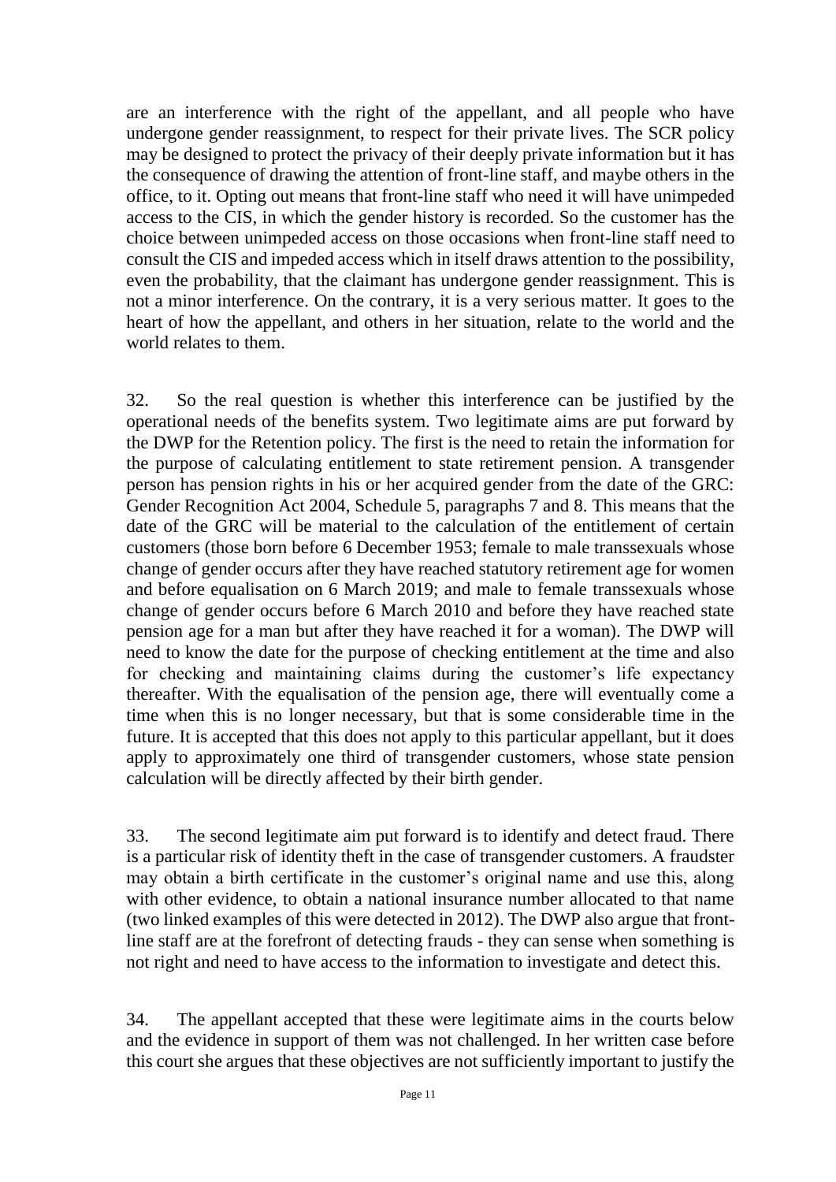are an interference with the right of the appellant, and all people who have undergone gender reassignment, to respect for their private lives. The SCR policy may be designed to protect the privacy of their deeply private information but it has the consequence of drawing the attention of front-line staff, and maybe others in the office, to it. Opting out means that front-line staff who need it will have unimpeded access to the CIS, in which the gender history is recorded. So the customer has the choice between unimpeded access on those occasions when front-line staff need to consult the CIS and impeded access which in itself draws attention to the possibility, even the probability, that the claimant has undergone gender reassignment. This is not a minor interference. On the contrary, it is a very serious matter. It goes to the heart of how the appellant, and others in her situation, relate to the world and the world relates to them.

32. So the real question is whether this interference can be justified by the operational needs of the benefits system. Two legitimate aims are put forward by the DWP for the Retention policy. The first is the need to retain the information for the purpose of calculating entitlement to state retirement pension. A transgender person has pension rights in his or her acquired gender from the date of the GRC: Gender Recognition Act 2004, Schedule 5, paragraphs 7 and 8. This means that the date of the GRC will be material to the calculation of the entitlement of certain customers (those born before 6 December 1953; female to male transsexuals whose change of gender occurs after they have reached statutory retirement age for women and before equalisation on 6 March 2019; and male to female transsexuals whose change of gender occurs before 6 March 2010 and before they have reached state pension age for a man but after they have reached it for a woman). The DWP will need to know the date for the purpose of checking entitlement at the time and also for checking and maintaining claims during the customer's life expectancy thereafter. With the equalisation of the pension age, there will eventually come a time when this is no longer necessary, but that is some considerable time in the future. It is accepted that this does not apply to this particular appellant, but it does apply to approximately one third of transgender customers, whose state pension calculation will be directly affected by their birth gender.

33. The second legitimate aim put forward is to identify and detect fraud. There is a particular risk of identity theft in the case of transgender customers. A fraudster may obtain a birth certificate in the customer's original name and use this, along with other evidence, to obtain a national insurance number allocated to that name (two linked examples of this were detected in 2012). The DWP also argue that front-line staff are at the forefront of detecting frauds - they can sense when something is not right and need to have access to the information to investigate and detect this.

34. The appellant accepted that these were legitimate aims in the courts below and the evidence in support of them was not challenged. In her written case before this court she argues that these objectives are not sufficiently important to justify the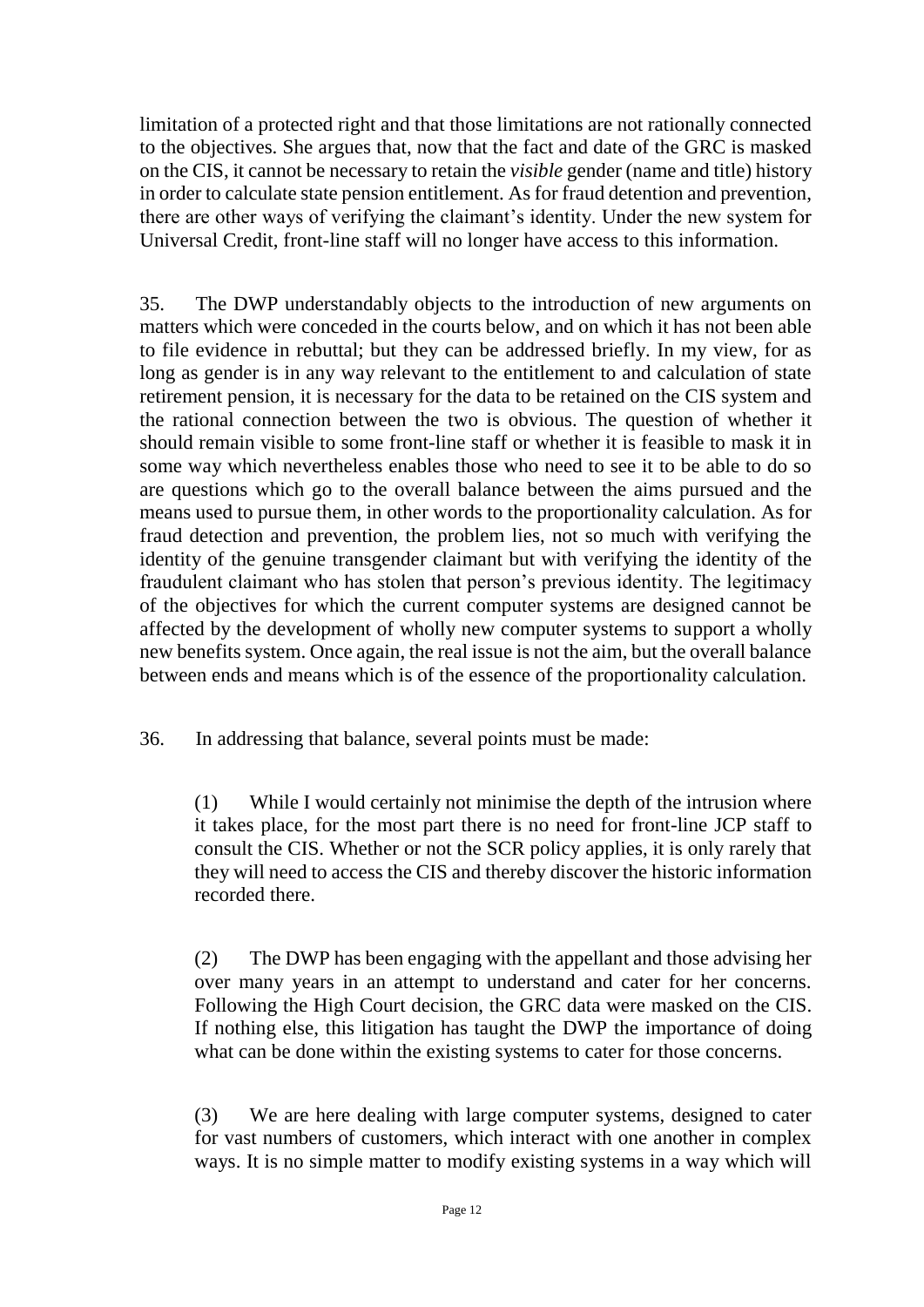limitation of a protected right and that those limitations are not rationally connected to the objectives. She argues that, now that the fact and date of the GRC is masked on the CIS, it cannot be necessary to retain the *visible* gender (name and title) history in order to calculate state pension entitlement. As for fraud detention and prevention, there are other ways of verifying the claimant's identity. Under the new system for Universal Credit, front-line staff will no longer have access to this information.

35. The DWP understandably objects to the introduction of new arguments on matters which were conceded in the courts below, and on which it has not been able to file evidence in rebuttal; but they can be addressed briefly. In my view, for as long as gender is in any way relevant to the entitlement to and calculation of state retirement pension, it is necessary for the data to be retained on the CIS system and the rational connection between the two is obvious. The question of whether it should remain visible to some front-line staff or whether it is feasible to mask it in some way which nevertheless enables those who need to see it to be able to do so are questions which go to the overall balance between the aims pursued and the means used to pursue them, in other words to the proportionality calculation. As for fraud detection and prevention, the problem lies, not so much with verifying the identity of the genuine transgender claimant but with verifying the identity of the fraudulent claimant who has stolen that person's previous identity. The legitimacy of the objectives for which the current computer systems are designed cannot be affected by the development of wholly new computer systems to support a wholly new benefits system. Once again, the real issue is not the aim, but the overall balance between ends and means which is of the essence of the proportionality calculation.

36. In addressing that balance, several points must be made:

(1) While I would certainly not minimise the depth of the intrusion where it takes place, for the most part there is no need for front-line JCP staff to consult the CIS. Whether or not the SCR policy applies, it is only rarely that they will need to access the CIS and thereby discover the historic information recorded there.

(2) The DWP has been engaging with the appellant and those advising her over many years in an attempt to understand and cater for her concerns. Following the High Court decision, the GRC data were masked on the CIS. If nothing else, this litigation has taught the DWP the importance of doing what can be done within the existing systems to cater for those concerns.

(3) We are here dealing with large computer systems, designed to cater for vast numbers of customers, which interact with one another in complex ways. It is no simple matter to modify existing systems in a way which will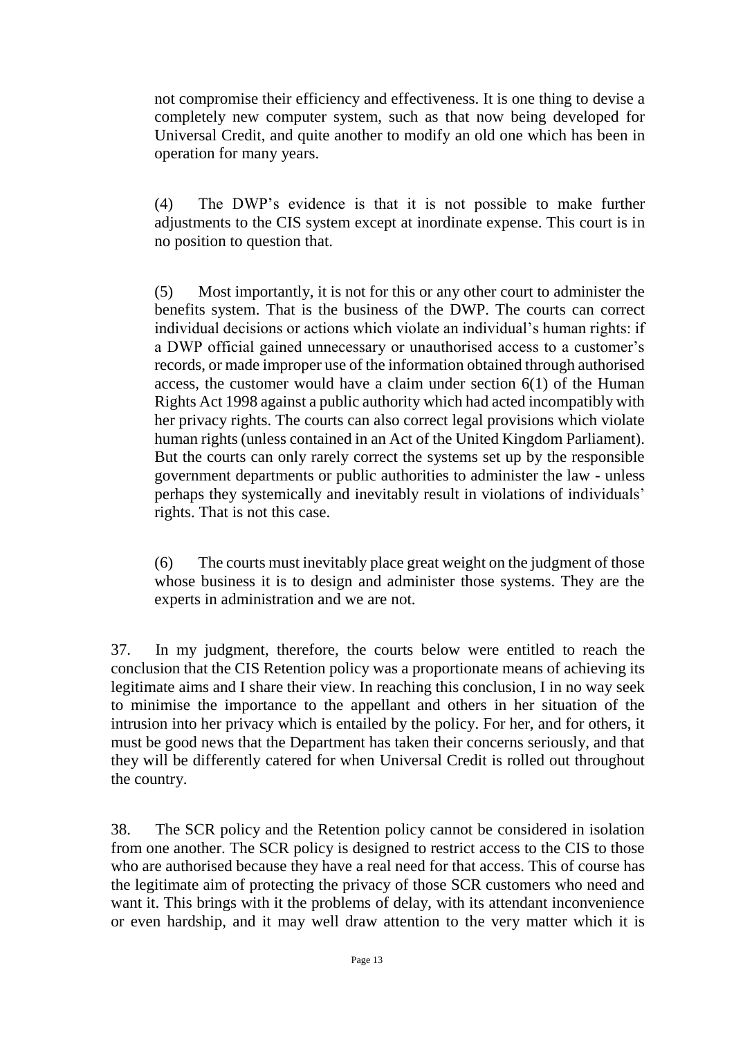not compromise their efficiency and effectiveness. It is one thing to devise a completely new computer system, such as that now being developed for Universal Credit, and quite another to modify an old one which has been in operation for many years.

(4) The DWP's evidence is that it is not possible to make further adjustments to the CIS system except at inordinate expense. This court is in no position to question that.

(5) Most importantly, it is not for this or any other court to administer the benefits system. That is the business of the DWP. The courts can correct individual decisions or actions which violate an individual's human rights: if a DWP official gained unnecessary or unauthorised access to a customer's records, or made improper use of the information obtained through authorised access, the customer would have a claim under section 6(1) of the Human Rights Act 1998 against a public authority which had acted incompatibly with her privacy rights. The courts can also correct legal provisions which violate human rights (unless contained in an Act of the United Kingdom Parliament). But the courts can only rarely correct the systems set up by the responsible government departments or public authorities to administer the law - unless perhaps they systemically and inevitably result in violations of individuals' rights. That is not this case.

(6) The courts must inevitably place great weight on the judgment of those whose business it is to design and administer those systems. They are the experts in administration and we are not.

37. In my judgment, therefore, the courts below were entitled to reach the conclusion that the CIS Retention policy was a proportionate means of achieving its legitimate aims and I share their view. In reaching this conclusion, I in no way seek to minimise the importance to the appellant and others in her situation of the intrusion into her privacy which is entailed by the policy. For her, and for others, it must be good news that the Department has taken their concerns seriously, and that they will be differently catered for when Universal Credit is rolled out throughout the country.

38. The SCR policy and the Retention policy cannot be considered in isolation from one another. The SCR policy is designed to restrict access to the CIS to those who are authorised because they have a real need for that access. This of course has the legitimate aim of protecting the privacy of those SCR customers who need and want it. This brings with it the problems of delay, with its attendant inconvenience or even hardship, and it may well draw attention to the very matter which it is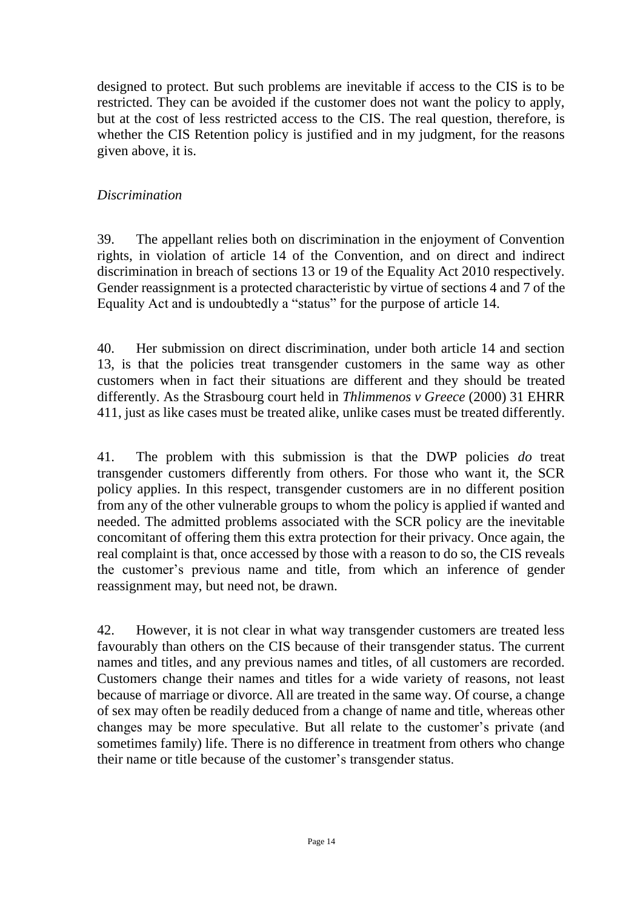designed to protect. But such problems are inevitable if access to the CIS is to be restricted. They can be avoided if the customer does not want the policy to apply, but at the cost of less restricted access to the CIS. The real question, therefore, is whether the CIS Retention policy is justified and in my judgment, for the reasons given above, it is.

*Discrimination*

39. The appellant relies both on discrimination in the enjoyment of Convention rights, in violation of article 14 of the Convention, and on direct and indirect discrimination in breach of sections 13 or 19 of the Equality Act 2010 respectively. Gender reassignment is a protected characteristic by virtue of sections 4 and 7 of the Equality Act and is undoubtedly a "status" for the purpose of article 14.

40. Her submission on direct discrimination, under both article 14 and section 13, is that the policies treat transgender customers in the same way as other customers when in fact their situations are different and they should be treated differently. As the Strasbourg court held in *Thlimmenos v Greece* (2000) 31 EHRR 411, just as like cases must be treated alike, unlike cases must be treated differently.

41. The problem with this submission is that the DWP policies *do* treat transgender customers differently from others. For those who want it, the SCR policy applies. In this respect, transgender customers are in no different position from any of the other vulnerable groups to whom the policy is applied if wanted and needed. The admitted problems associated with the SCR policy are the inevitable concomitant of offering them this extra protection for their privacy. Once again, the real complaint is that, once accessed by those with a reason to do so, the CIS reveals the customer's previous name and title, from which an inference of gender reassignment may, but need not, be drawn.

42. However, it is not clear in what way transgender customers are treated less favourably than others on the CIS because of their transgender status. The current names and titles, and any previous names and titles, of all customers are recorded. Customers change their names and titles for a wide variety of reasons, not least because of marriage or divorce. All are treated in the same way. Of course, a change of sex may often be readily deduced from a change of name and title, whereas other changes may be more speculative. But all relate to the customer's private (and sometimes family) life. There is no difference in treatment from others who change their name or title because of the customer's transgender status.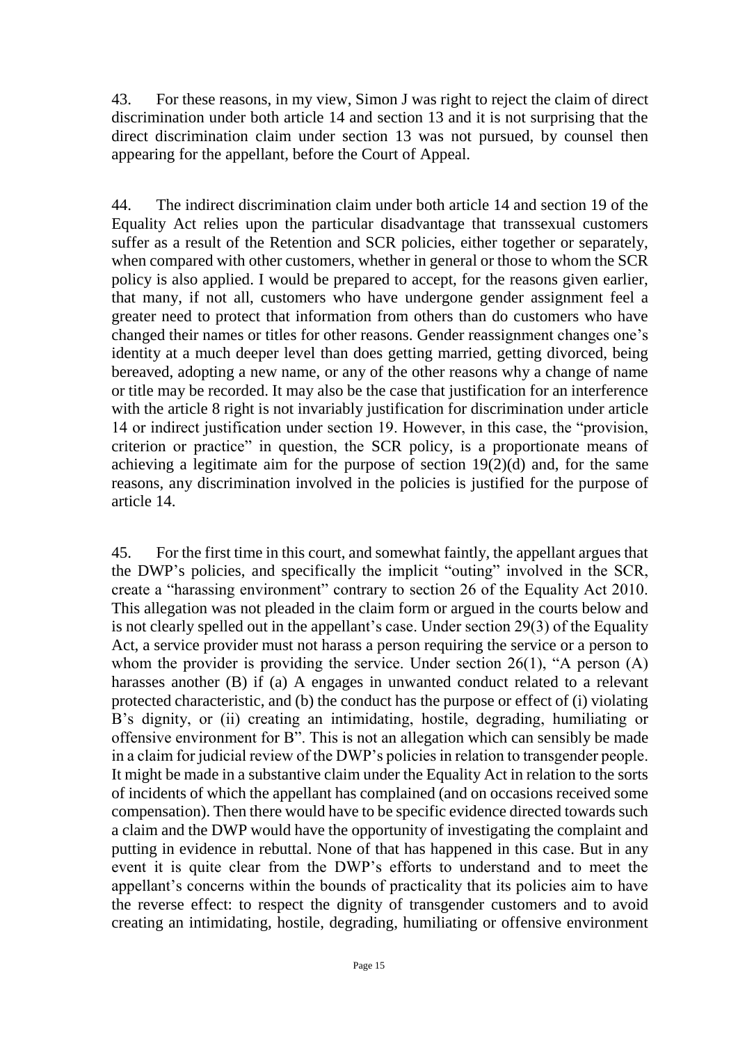43. For these reasons, in my view, Simon J was right to reject the claim of direct discrimination under both article 14 and section 13 and it is not surprising that the direct discrimination claim under section 13 was not pursued, by counsel then appearing for the appellant, before the Court of Appeal.

44. The indirect discrimination claim under both article 14 and section 19 of the Equality Act relies upon the particular disadvantage that transsexual customers suffer as a result of the Retention and SCR policies, either together or separately, when compared with other customers, whether in general or those to whom the SCR policy is also applied. I would be prepared to accept, for the reasons given earlier, that many, if not all, customers who have undergone gender assignment feel a greater need to protect that information from others than do customers who have changed their names or titles for other reasons. Gender reassignment changes one's identity at a much deeper level than does getting married, getting divorced, being bereaved, adopting a new name, or any of the other reasons why a change of name or title may be recorded. It may also be the case that justification for an interference with the article 8 right is not invariably justification for discrimination under article 14 or indirect justification under section 19. However, in this case, the "provision, criterion or practice" in question, the SCR policy, is a proportionate means of achieving a legitimate aim for the purpose of section 19(2)(d) and, for the same reasons, any discrimination involved in the policies is justified for the purpose of article 14.

45. For the first time in this court, and somewhat faintly, the appellant argues that the DWP's policies, and specifically the implicit "outing" involved in the SCR, create a "harassing environment" contrary to section 26 of the Equality Act 2010. This allegation was not pleaded in the claim form or argued in the courts below and is not clearly spelled out in the appellant's case. Under section 29(3) of the Equality Act, a service provider must not harass a person requiring the service or a person to whom the provider is providing the service. Under section 26(1), "A person (A) harasses another (B) if (a) A engages in unwanted conduct related to a relevant protected characteristic, and (b) the conduct has the purpose or effect of (i) violating B's dignity, or (ii) creating an intimidating, hostile, degrading, humiliating or offensive environment for B". This is not an allegation which can sensibly be made in a claim for judicial review of the DWP's policies in relation to transgender people. It might be made in a substantive claim under the Equality Act in relation to the sorts of incidents of which the appellant has complained (and on occasions received some compensation). Then there would have to be specific evidence directed towards such a claim and the DWP would have the opportunity of investigating the complaint and putting in evidence in rebuttal. None of that has happened in this case. But in any event it is quite clear from the DWP's efforts to understand and to meet the appellant's concerns within the bounds of practicality that its policies aim to have the reverse effect: to respect the dignity of transgender customers and to avoid creating an intimidating, hostile, degrading, humiliating or offensive environment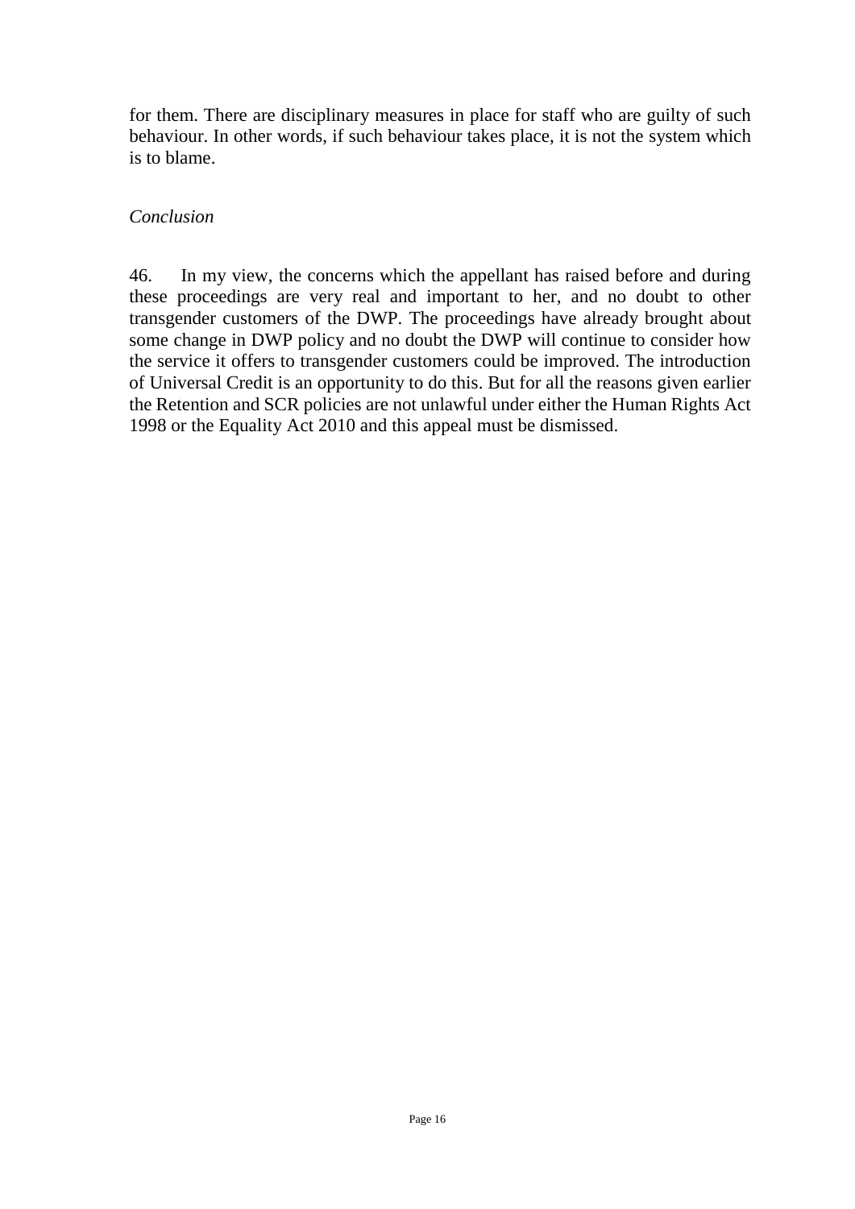for them. There are disciplinary measures in place for staff who are guilty of such behaviour. In other words, if such behaviour takes place, it is not the system which is to blame.

*Conclusion*

46. In my view, the concerns which the appellant has raised before and during these proceedings are very real and important to her, and no doubt to other transgender customers of the DWP. The proceedings have already brought about some change in DWP policy and no doubt the DWP will continue to consider how the service it offers to transgender customers could be improved. The introduction of Universal Credit is an opportunity to do this. But for all the reasons given earlier the Retention and SCR policies are not unlawful under either the Human Rights Act 1998 or the Equality Act 2010 and this appeal must be dismissed.